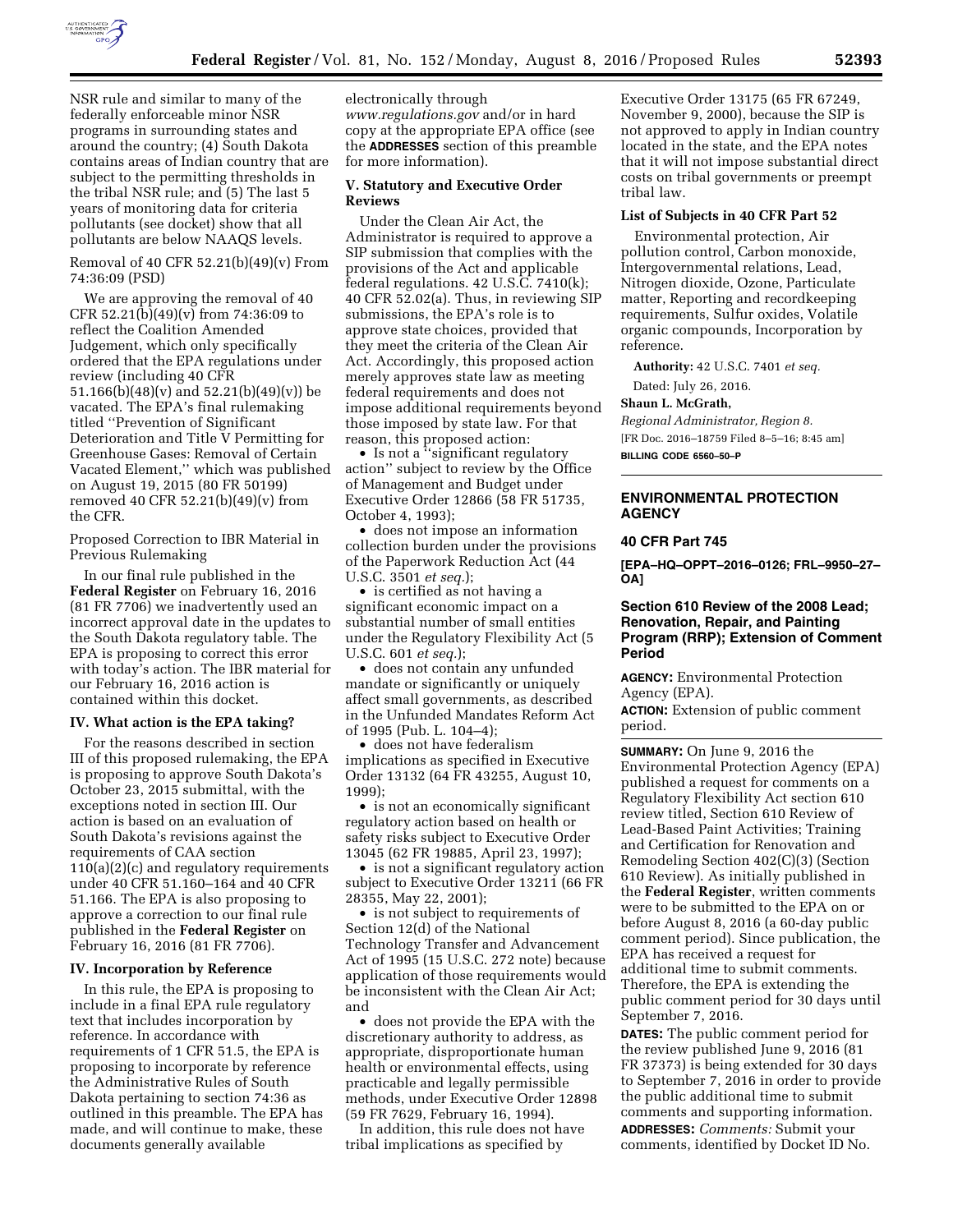NSR rule and similar to many of the federally enforceable minor NSR programs in surrounding states and around the country; (4) South Dakota contains areas of Indian country that are subject to the permitting thresholds in the tribal NSR rule; and (5) The last 5 years of monitoring data for criteria pollutants (see docket) show that all pollutants are below NAAQS levels.

Removal of 40 CFR 52.21(b)(49)(v) From 74:36:09 (PSD)

We are approving the removal of 40 CFR 52.21(b)(49)(v) from 74:36:09 to reflect the Coalition Amended Judgement, which only specifically ordered that the EPA regulations under review (including 40 CFR 51.166(b)(48)(v) and 52.21(b)(49)(v)) be vacated. The EPA's final rulemaking titled "Prevention of Significant Deterioration and Title V Permitting for Greenhouse Gases: Removal of Certain Vacated Element," which was published on August 19, 2015 (80 FR 50199) removed 40 CFR 52.21(b)(49)(v) from the CFR.

Proposed Correction to IBR Material in Previous Rulemaking

In our final rule published in the **Federal Register** on February 16, 2016 (81 FR 7706) we inadvertently used an incorrect approval date in the updates to the South Dakota regulatory table. The EPA is proposing to correct this error with today's action. The IBR material for our February 16, 2016 action is contained within this docket.

### IV. What action is the EPA taking?

For the reasons described in section III of this proposed rulemaking, the EPA is proposing to approve South Dakota's October 23, 2015 submittal, with the exceptions noted in section III. Our action is based on an evaluation of South Dakota's revisions against the requirements of CAA section 110(a)(2)(c) and regulatory requirements under 40 CFR 51.160–164 and 40 CFR 51.166. The EPA is also proposing to approve a correction to our final rule published in the **Federal Register** on February 16, 2016 (81 FR 7706).

### IV. Incorporation by Reference

In this rule, the EPA is proposing to include in a final EPA rule regulatory text that includes incorporation by reference. In accordance with requirements of 1 CFR 51.5, the EPA is proposing to incorporate by reference the Administrative Rules of South Dakota pertaining to section 74:36 as outlined in this preamble. The EPA has made, and will continue to make, these documents generally available electronically through *www.regulations.gov* and/or in hard copy at the appropriate EPA office (see the **ADDRESSES** section of this preamble for more information).

### V. Statutory and Executive Order Reviews

Under the Clean Air Act, the Administrator is required to approve a SIP submission that complies with the provisions of the Act and applicable federal regulations. 42 U.S.C. 7410(k); 40 CFR 52.02(a). Thus, in reviewing SIP submissions, the EPA's role is to approve state choices, provided that they meet the criteria of the Clean Air Act. Accordingly, this proposed action merely approves state law as meeting federal requirements and does not impose additional requirements beyond those imposed by state law. For that reason, this proposed action:

- Is not a "significant regulatory action" subject to review by the Office of Management and Budget under Executive Order 12866 (58 FR 51735, October 4, 1993);
- does not impose an information collection burden under the provisions of the Paperwork Reduction Act (44 U.S.C. 3501 *et seq.*);
- is certified as not having a significant economic impact on a substantial number of small entities under the Regulatory Flexibility Act (5 U.S.C. 601 *et seq.*);
- does not contain any unfunded mandate or significantly or uniquely affect small governments, as described in the Unfunded Mandates Reform Act of 1995 (Pub. L. 104–4);
- does not have federalism implications as specified in Executive Order 13132 (64 FR 43255, August 10, 1999);
- is not an economically significant regulatory action based on health or safety risks subject to Executive Order 13045 (62 FR 19885, April 23, 1997);
- is not a significant regulatory action subject to Executive Order 13211 (66 FR 28355, May 22, 2001);
- is not subject to requirements of Section 12(d) of the National Technology Transfer and Advancement Act of 1995 (15 U.S.C. 272 note) because application of those requirements would be inconsistent with the Clean Air Act; and
- does not provide the EPA with the discretionary authority to address, as appropriate, disproportionate human health or environmental effects, using practicable and legally permissible methods, under Executive Order 12898 (59 FR 7629, February 16, 1994).

In addition, this rule does not have tribal implications as specified by Executive Order 13175 (65 FR 67249, November 9, 2000), because the SIP is not approved to apply in Indian country located in the state, and the EPA notes that it will not impose substantial direct costs on tribal governments or preempt tribal law.

### List of Subjects in 40 CFR Part 52

Environmental protection, Air pollution control, Carbon monoxide, Intergovernmental relations, Lead, Nitrogen dioxide, Ozone, Particulate matter, Reporting and recordkeeping requirements, Sulfur oxides, Volatile organic compounds, Incorporation by reference.

**Authority:** 42 U.S.C. 7401 *et seq.*

Dated: July 26, 2016.

**Shaun L. McGrath,**

*Regional Administrator, Region 8.*

[FR Doc. 2016–18759 Filed 8–5–16; 8:45 am]

**BILLING CODE 6560–50–P**

---

## ENVIRONMENTAL PROTECTION AGENCY

## 40 CFR Part 745

**[EPA–HQ–OPPT–2016–0126; FRL–9950–27–OA]**

## Section 610 Review of the 2008 Lead; Renovation, Repair, and Painting Program (RRP); Extension of Comment Period

**AGENCY:** Environmental Protection Agency (EPA).

**ACTION:** Extension of public comment period.

**SUMMARY:** On June 9, 2016 the Environmental Protection Agency (EPA) published a request for comments on a Regulatory Flexibility Act section 610 review titled, Section 610 Review of Lead-Based Paint Activities; Training and Certification for Renovation and Remodeling Section 402(C)(3) (Section 610 Review). As initially published in the **Federal Register**, written comments were to be submitted to the EPA on or before August 8, 2016 (a 60-day public comment period). Since publication, the EPA has received a request for additional time to submit comments. Therefore, the EPA is extending the public comment period for 30 days until September 7, 2016.

**DATES:** The public comment period for the review published June 9, 2016 (81 FR 37373) is being extended for 30 days to September 7, 2016 in order to provide the public additional time to submit comments and supporting information.

**ADDRESSES:** *Comments:* Submit your comments, identified by Docket ID No.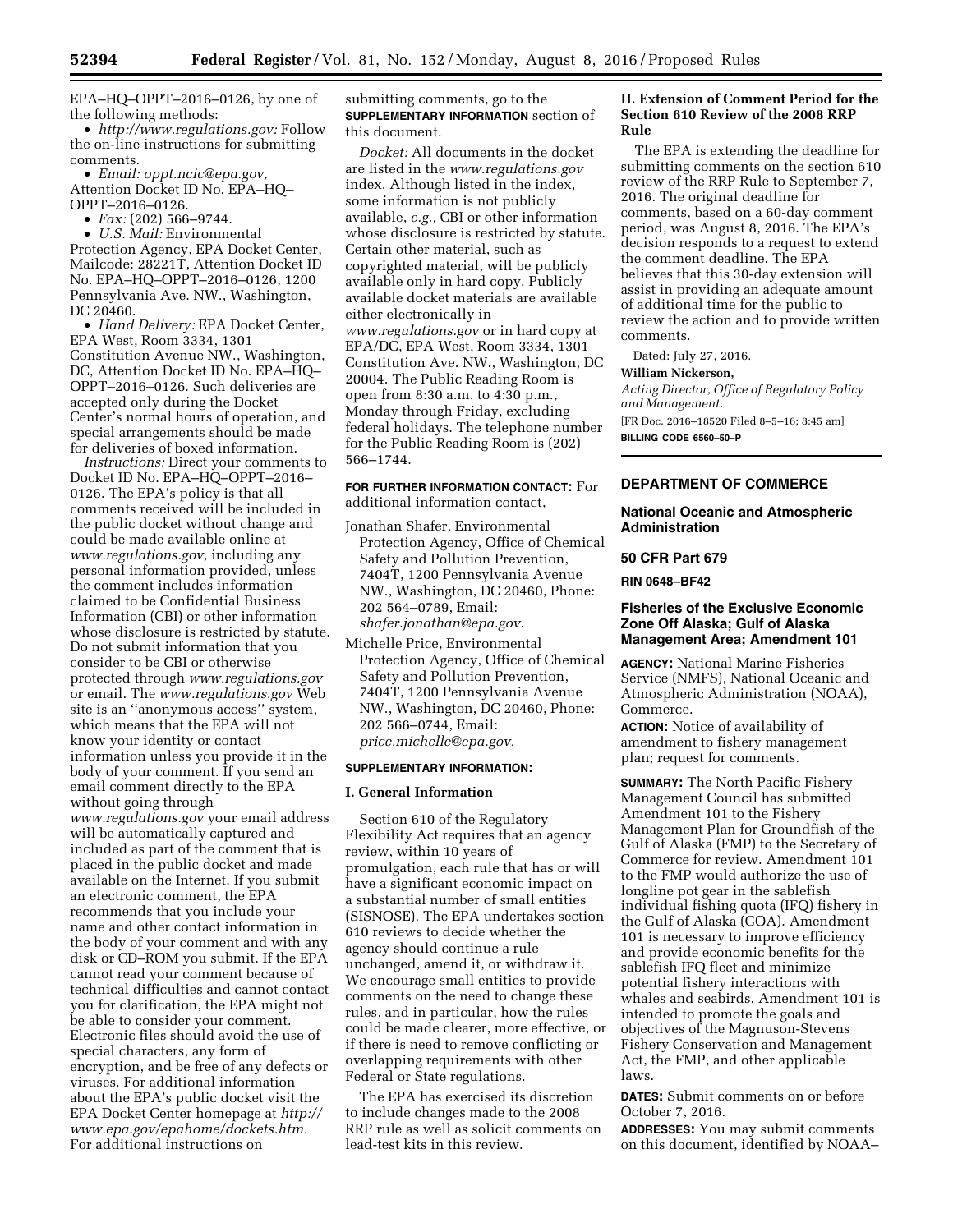EPA–HQ–OPPT–2016–0126, by one of the following methods:

- *http://www.regulations.gov:* Follow the on-line instructions for submitting comments.
- *Email: oppt.ncic@epa.gov,* Attention Docket ID No. EPA–HQ–OPPT–2016–0126.
- *Fax:* (202) 566–9744.
- *U.S. Mail:* Environmental Protection Agency, EPA Docket Center, Mailcode: 28221T, Attention Docket ID No. EPA–HQ–OPPT–2016–0126, 1200 Pennsylvania Ave. NW., Washington, DC 20460.
- *Hand Delivery:* EPA Docket Center, EPA West, Room 3334, 1301 Constitution Avenue NW., Washington, DC, Attention Docket ID No. EPA–HQ–OPPT–2016–0126. Such deliveries are accepted only during the Docket Center's normal hours of operation, and special arrangements should be made for deliveries of boxed information.

*Instructions:* Direct your comments to Docket ID No. EPA–HQ–OPPT–2016–0126. The EPA's policy is that all comments received will be included in the public docket without change and could be made available online at *www.regulations.gov,* including any personal information provided, unless the comment includes information claimed to be Confidential Business Information (CBI) or other information whose disclosure is restricted by statute. Do not submit information that you consider to be CBI or otherwise protected through *www.regulations.gov* or email. The *www.regulations.gov* Web site is an ''anonymous access'' system, which means that the EPA will not know your identity or contact information unless you provide it in the body of your comment. If you send an email comment directly to the EPA without going through *www.regulations.gov* your email address will be automatically captured and included as part of the comment that is placed in the public docket and made available on the Internet. If you submit an electronic comment, the EPA recommends that you include your name and other contact information in the body of your comment and with any disk or CD–ROM you submit. If the EPA cannot read your comment because of technical difficulties and cannot contact you for clarification, the EPA might not be able to consider your comment. Electronic files should avoid the use of special characters, any form of encryption, and be free of any defects or viruses. For additional information about the EPA's public docket visit the EPA Docket Center homepage at *http://www.epa.gov/epahome/dockets.htm.* For additional instructions on submitting comments, go to the **SUPPLEMENTARY INFORMATION** section of this document.

*Docket:* All documents in the docket are listed in the *www.regulations.gov* index. Although listed in the index, some information is not publicly available, *e.g.,* CBI or other information whose disclosure is restricted by statute. Certain other material, such as copyrighted material, will be publicly available only in hard copy. Publicly available docket materials are available either electronically in *www.regulations.gov* or in hard copy at EPA/DC, EPA West, Room 3334, 1301 Constitution Ave. NW., Washington, DC 20004. The Public Reading Room is open from 8:30 a.m. to 4:30 p.m., Monday through Friday, excluding federal holidays. The telephone number for the Public Reading Room is (202) 566–1744.

**FOR FURTHER INFORMATION CONTACT:** For additional information contact,

Jonathan Shafer, Environmental Protection Agency, Office of Chemical Safety and Pollution Prevention, 7404T, 1200 Pennsylvania Avenue NW., Washington, DC 20460, Phone: 202 564–0789, Email: *shafer.jonathan@epa.gov.*

Michelle Price, Environmental Protection Agency, Office of Chemical Safety and Pollution Prevention, 7404T, 1200 Pennsylvania Avenue NW., Washington, DC 20460, Phone: 202 566–0744, Email: *price.michelle@epa.gov.*

**SUPPLEMENTARY INFORMATION:**

## I. General Information

Section 610 of the Regulatory Flexibility Act requires that an agency review, within 10 years of promulgation, each rule that has or will have a significant economic impact on a substantial number of small entities (SISNOSE). The EPA undertakes section 610 reviews to decide whether the agency should continue a rule unchanged, amend it, or withdraw it. We encourage small entities to provide comments on the need to change these rules, and in particular, how the rules could be made clearer, more effective, or if there is need to remove conflicting or overlapping requirements with other Federal or State regulations.

The EPA has exercised its discretion to include changes made to the 2008 RRP rule as well as solicit comments on lead-test kits in this review.

## II. Extension of Comment Period for the Section 610 Review of the 2008 RRP Rule

The EPA is extending the deadline for submitting comments on the section 610 review of the RRP Rule to September 7, 2016. The original deadline for comments, based on a 60-day comment period, was August 8, 2016. The EPA's decision responds to a request to extend the comment deadline. The EPA believes that this 30-day extension will assist in providing an adequate amount of additional time for the public to review the action and to provide written comments.

Dated: July 27, 2016.

**William Nickerson,**

*Acting Director, Office of Regulatory Policy and Management.*

[FR Doc. 2016–18520 Filed 8–5–16; 8:45 am]

**BILLING CODE 6560–50–P**

---

# DEPARTMENT OF COMMERCE

## National Oceanic and Atmospheric Administration

### 50 CFR Part 679

**RIN 0648–BF42**

### Fisheries of the Exclusive Economic Zone Off Alaska; Gulf of Alaska Management Area; Amendment 101

**AGENCY:** National Marine Fisheries Service (NMFS), National Oceanic and Atmospheric Administration (NOAA), Commerce.

**ACTION:** Notice of availability of amendment to fishery management plan; request for comments.

**SUMMARY:** The North Pacific Fishery Management Council has submitted Amendment 101 to the Fishery Management Plan for Groundfish of the Gulf of Alaska (FMP) to the Secretary of Commerce for review. Amendment 101 to the FMP would authorize the use of longline pot gear in the sablefish individual fishing quota (IFQ) fishery in the Gulf of Alaska (GOA). Amendment 101 is necessary to improve efficiency and provide economic benefits for the sablefish IFQ fleet and minimize potential fishery interactions with whales and seabirds. Amendment 101 is intended to promote the goals and objectives of the Magnuson-Stevens Fishery Conservation and Management Act, the FMP, and other applicable laws.

**DATES:** Submit comments on or before October 7, 2016.

**ADDRESSES:** You may submit comments on this document, identified by NOAA–